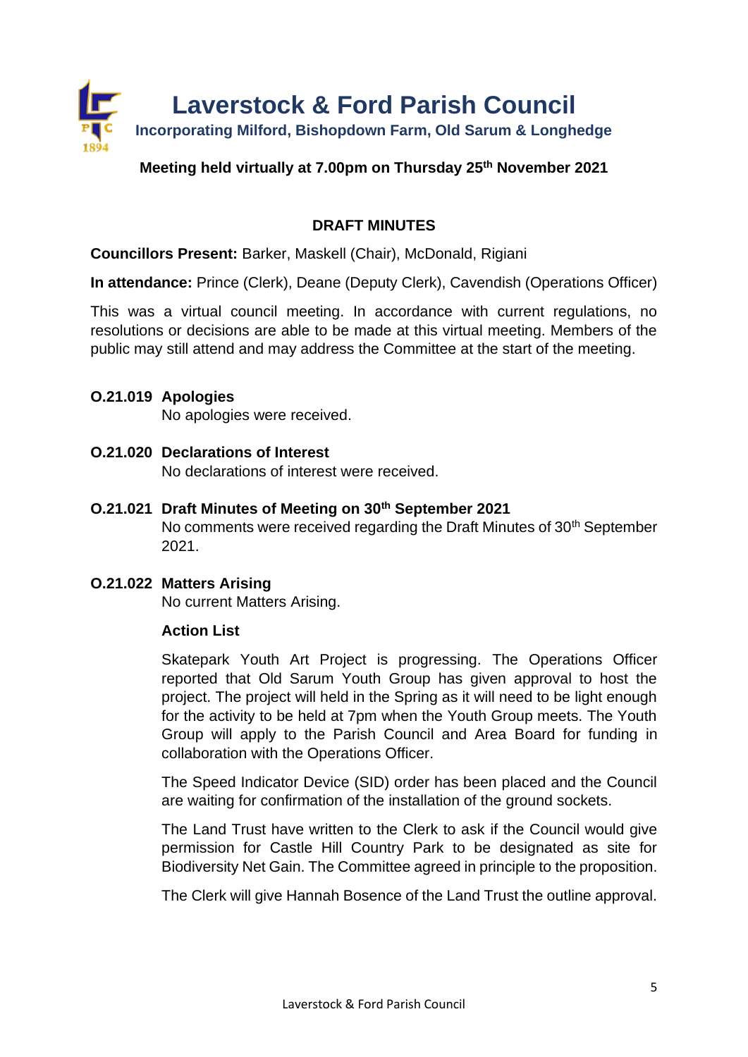# Laverstock & Ford Parish Council

**Incorporating Milford, Bishopdown Farm, Old Sarum & Longhedge**

**Meeting held virtually at 7.00pm on Thursday 25th November 2021**

## DRAFT MINUTES

**Councillors Present:** Barker, Maskell (Chair), McDonald, Rigiani

**In attendance:** Prince (Clerk), Deane (Deputy Clerk), Cavendish (Operations Officer)

This was a virtual council meeting. In accordance with current regulations, no resolutions or decisions are able to be made at this virtual meeting. Members of the public may still attend and may address the Committee at the start of the meeting.

### O.21.019 Apologies

No apologies were received.

### O.21.020 Declarations of Interest

No declarations of interest were received.

### O.21.021 Draft Minutes of Meeting on 30th September 2021

No comments were received regarding the Draft Minutes of 30th September 2021.

### O.21.022 Matters Arising

No current Matters Arising.

**Action List**

Skatepark Youth Art Project is progressing. The Operations Officer reported that Old Sarum Youth Group has given approval to host the project. The project will held in the Spring as it will need to be light enough for the activity to be held at 7pm when the Youth Group meets. The Youth Group will apply to the Parish Council and Area Board for funding in collaboration with the Operations Officer.

The Speed Indicator Device (SID) order has been placed and the Council are waiting for confirmation of the installation of the ground sockets.

The Land Trust have written to the Clerk to ask if the Council would give permission for Castle Hill Country Park to be designated as site for Biodiversity Net Gain. The Committee agreed in principle to the proposition.

The Clerk will give Hannah Bosence of the Land Trust the outline approval.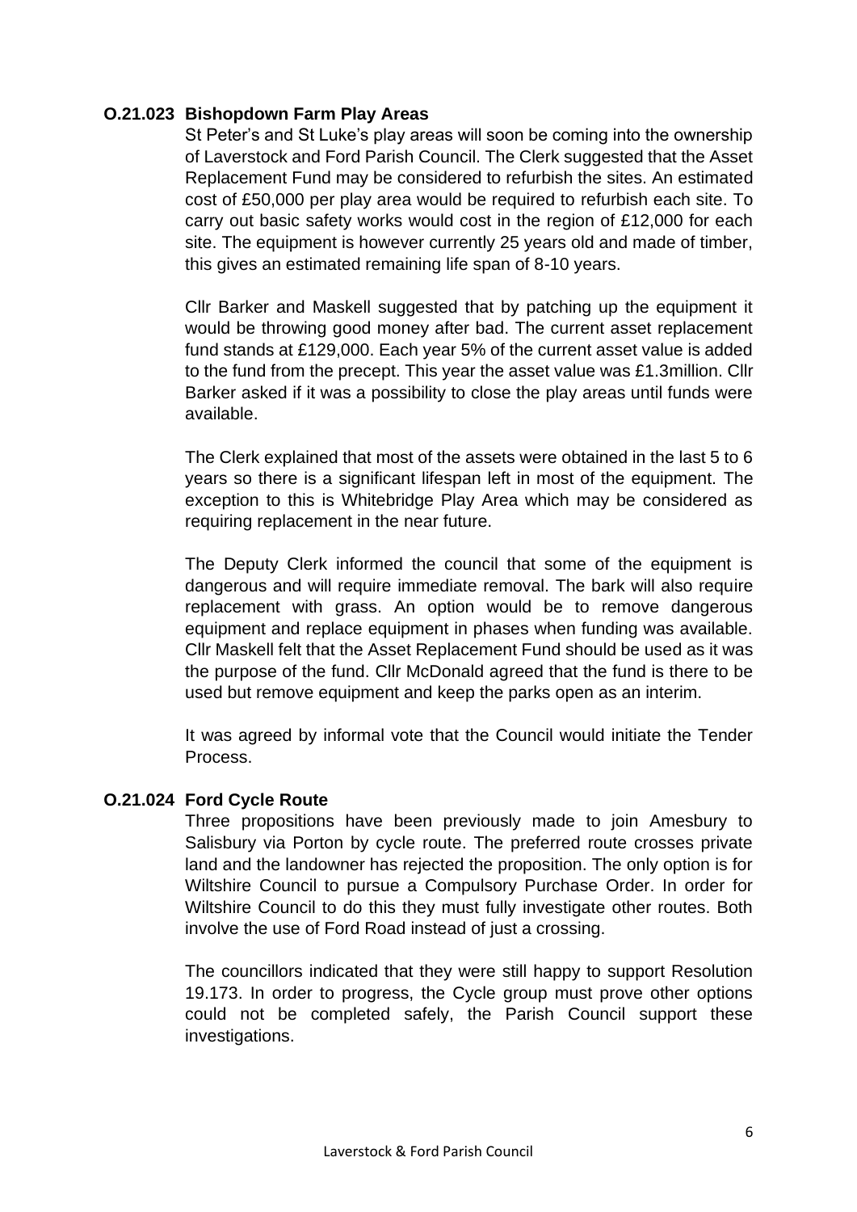### O.21.023 Bishopdown Farm Play Areas

St Peter's and St Luke's play areas will soon be coming into the ownership of Laverstock and Ford Parish Council. The Clerk suggested that the Asset Replacement Fund may be considered to refurbish the sites. An estimated cost of £50,000 per play area would be required to refurbish each site. To carry out basic safety works would cost in the region of £12,000 for each site. The equipment is however currently 25 years old and made of timber, this gives an estimated remaining life span of 8-10 years.

Cllr Barker and Maskell suggested that by patching up the equipment it would be throwing good money after bad. The current asset replacement fund stands at £129,000. Each year 5% of the current asset value is added to the fund from the precept. This year the asset value was £1.3million. Cllr Barker asked if it was a possibility to close the play areas until funds were available.

The Clerk explained that most of the assets were obtained in the last 5 to 6 years so there is a significant lifespan left in most of the equipment. The exception to this is Whitebridge Play Area which may be considered as requiring replacement in the near future.

The Deputy Clerk informed the council that some of the equipment is dangerous and will require immediate removal. The bark will also require replacement with grass. An option would be to remove dangerous equipment and replace equipment in phases when funding was available. Cllr Maskell felt that the Asset Replacement Fund should be used as it was the purpose of the fund. Cllr McDonald agreed that the fund is there to be used but remove equipment and keep the parks open as an interim.

It was agreed by informal vote that the Council would initiate the Tender Process.

### O.21.024 Ford Cycle Route

Three propositions have been previously made to join Amesbury to Salisbury via Porton by cycle route. The preferred route crosses private land and the landowner has rejected the proposition. The only option is for Wiltshire Council to pursue a Compulsory Purchase Order. In order for Wiltshire Council to do this they must fully investigate other routes. Both involve the use of Ford Road instead of just a crossing.

The councillors indicated that they were still happy to support Resolution 19.173. In order to progress, the Cycle group must prove other options could not be completed safely, the Parish Council support these investigations.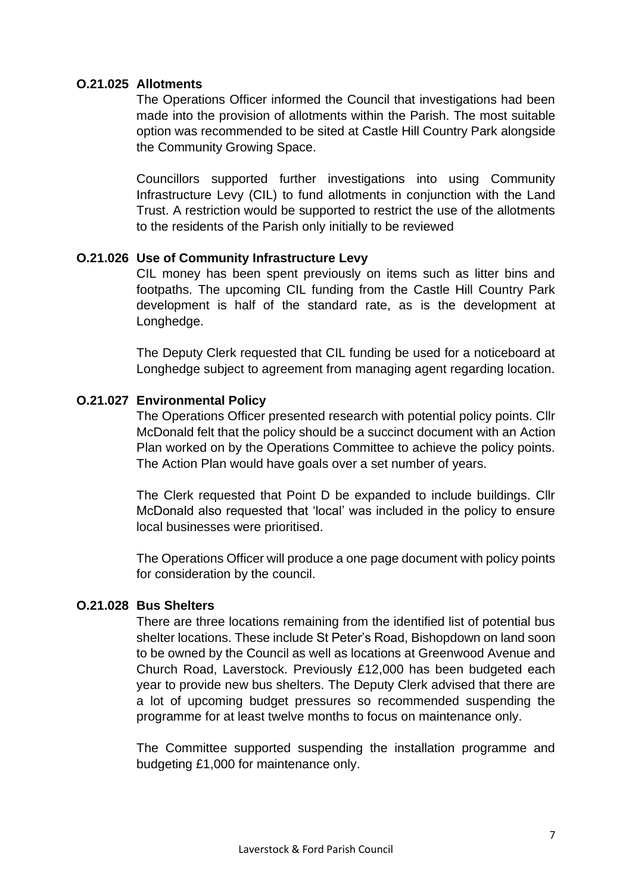**O.21.025 Allotments**

The Operations Officer informed the Council that investigations had been made into the provision of allotments within the Parish. The most suitable option was recommended to be sited at Castle Hill Country Park alongside the Community Growing Space.

Councillors supported further investigations into using Community Infrastructure Levy (CIL) to fund allotments in conjunction with the Land Trust. A restriction would be supported to restrict the use of the allotments to the residents of the Parish only initially to be reviewed

**O.21.026 Use of Community Infrastructure Levy**

CIL money has been spent previously on items such as litter bins and footpaths. The upcoming CIL funding from the Castle Hill Country Park development is half of the standard rate, as is the development at Longhedge.

The Deputy Clerk requested that CIL funding be used for a noticeboard at Longhedge subject to agreement from managing agent regarding location.

**O.21.027 Environmental Policy**

The Operations Officer presented research with potential policy points. Cllr McDonald felt that the policy should be a succinct document with an Action Plan worked on by the Operations Committee to achieve the policy points. The Action Plan would have goals over a set number of years.

The Clerk requested that Point D be expanded to include buildings. Cllr McDonald also requested that 'local' was included in the policy to ensure local businesses were prioritised.

The Operations Officer will produce a one page document with policy points for consideration by the council.

**O.21.028 Bus Shelters**

There are three locations remaining from the identified list of potential bus shelter locations. These include St Peter's Road, Bishopdown on land soon to be owned by the Council as well as locations at Greenwood Avenue and Church Road, Laverstock. Previously £12,000 has been budgeted each year to provide new bus shelters. The Deputy Clerk advised that there are a lot of upcoming budget pressures so recommended suspending the programme for at least twelve months to focus on maintenance only.

The Committee supported suspending the installation programme and budgeting £1,000 for maintenance only.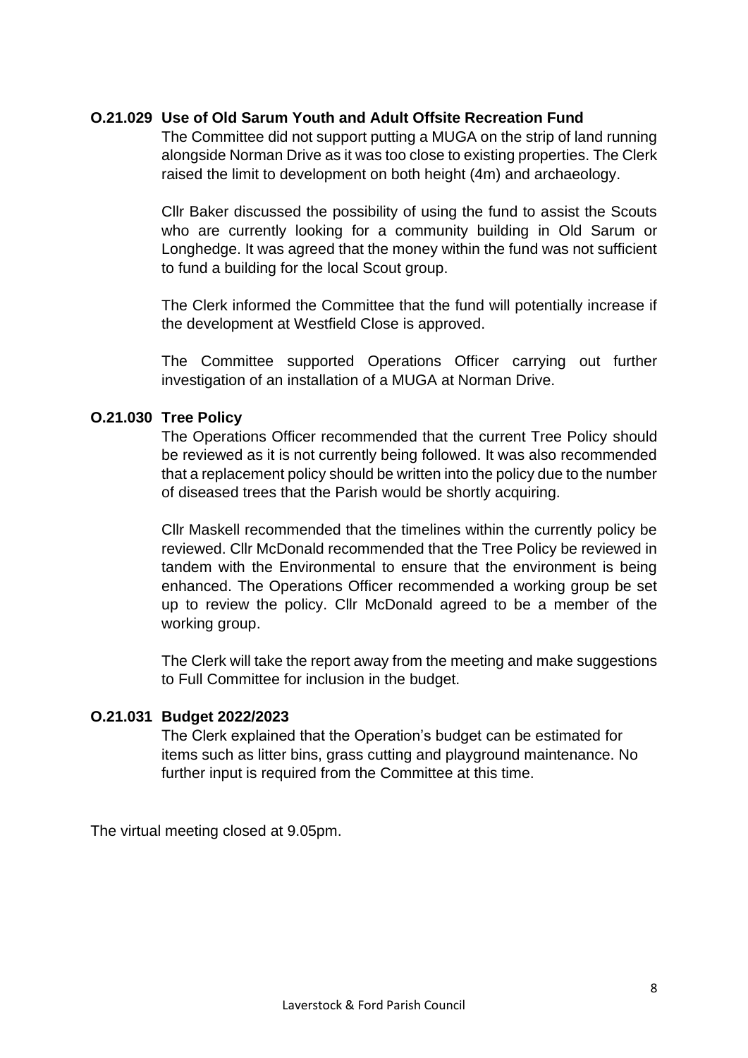**O.21.029 Use of Old Sarum Youth and Adult Offsite Recreation Fund**

The Committee did not support putting a MUGA on the strip of land running alongside Norman Drive as it was too close to existing properties. The Clerk raised the limit to development on both height (4m) and archaeology.

Cllr Baker discussed the possibility of using the fund to assist the Scouts who are currently looking for a community building in Old Sarum or Longhedge. It was agreed that the money within the fund was not sufficient to fund a building for the local Scout group.

The Clerk informed the Committee that the fund will potentially increase if the development at Westfield Close is approved.

The Committee supported Operations Officer carrying out further investigation of an installation of a MUGA at Norman Drive.

**O.21.030 Tree Policy**

The Operations Officer recommended that the current Tree Policy should be reviewed as it is not currently being followed. It was also recommended that a replacement policy should be written into the policy due to the number of diseased trees that the Parish would be shortly acquiring.

Cllr Maskell recommended that the timelines within the currently policy be reviewed. Cllr McDonald recommended that the Tree Policy be reviewed in tandem with the Environmental to ensure that the environment is being enhanced. The Operations Officer recommended a working group be set up to review the policy. Cllr McDonald agreed to be a member of the working group.

The Clerk will take the report away from the meeting and make suggestions to Full Committee for inclusion in the budget.

**O.21.031 Budget 2022/2023**

The Clerk explained that the Operation's budget can be estimated for items such as litter bins, grass cutting and playground maintenance. No further input is required from the Committee at this time.

The virtual meeting closed at 9.05pm.